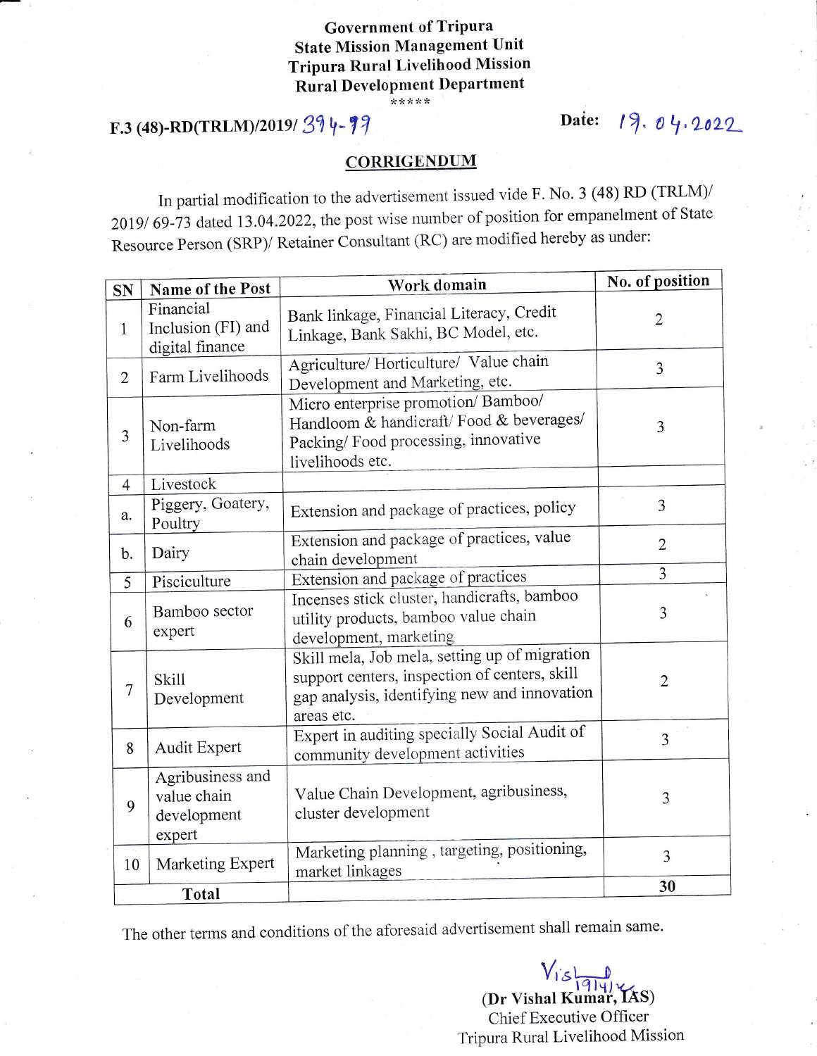**Government of Tripura**
**State Mission Management Unit**
**Tripura Rural Livelihood Mission**
**Rural Development Department**

\*\*\*\*\*

**F.3 (48)-RD(TRLM)/2019/** 394-99 **Date:** 19.04.2022

## CORRIGENDUM

In partial modification to the advertisement issued vide F. No. 3 (48) RD (TRLM)/ 2019/ 69-73 dated 13.04.2022, the post wise number of position for empanelment of State Resource Person (SRP)/ Retainer Consultant (RC) are modified hereby as under:

| SN | Name of the Post | Work domain | No. of position |
|---|---|---|---|
| 1 | Financial Inclusion (FI) and digital finance | Bank linkage, Financial Literacy, Credit Linkage, Bank Sakhi, BC Model, etc. | 2 |
| 2 | Farm Livelihoods | Agriculture/ Horticulture/ Value chain Development and Marketing, etc. | 3 |
| 3 | Non-farm Livelihoods | Micro enterprise promotion/ Bamboo/ Handloom & handicraft/ Food & beverages/ Packing/ Food processing, innovative livelihoods etc. | 3 |
| 4 | Livestock | | |
| a. | Piggery, Goatery, Poultry | Extension and package of practices, policy | 3 |
| b. | Dairy | Extension and package of practices, value chain development | 2 |
| 5 | Pisciculture | Extension and package of practices | 3 |
| 6 | Bamboo sector expert | Incenses stick cluster, handicrafts, bamboo utility products, bamboo value chain development, marketing | 3 |
| 7 | Skill Development | Skill mela, Job mela, setting up of migration support centers, inspection of centers, skill gap analysis, identifying new and innovation areas etc. | 2 |
| 8 | Audit Expert | Expert in auditing specially Social Audit of community development activities | 3 |
| 9 | Agribusiness and value chain development expert | Value Chain Development, agribusiness, cluster development | 3 |
| 10 | Marketing Expert | Marketing planning , targeting, positioning, market linkages | 3 |
| **Total** | | | **30** |

The other terms and conditions of the aforesaid advertisement shall remain same.

Sd/- 19/4/22

**(Dr Vishal Kumar, IAS)**
Chief Executive Officer
Tripura Rural Livelihood Mission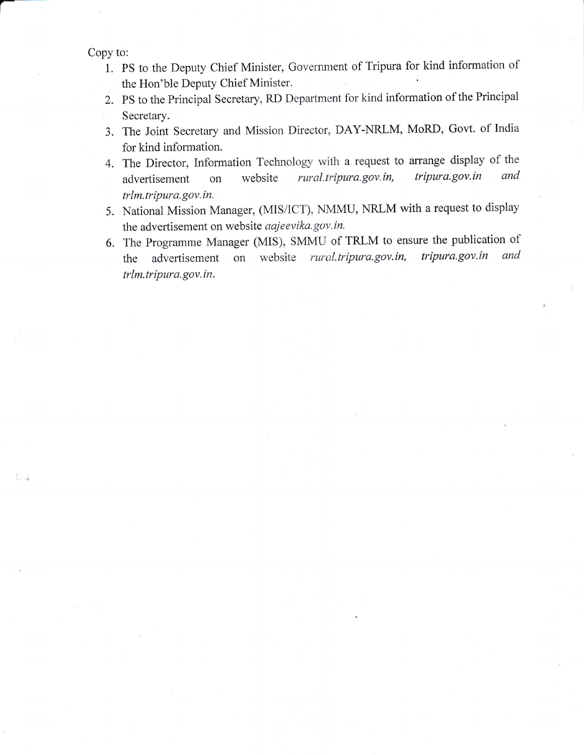Copy to:

1. PS to the Deputy Chief Minister, Government of Tripura for kind information of the Hon'ble Deputy Chief Minister.
2. PS to the Principal Secretary, RD Department for kind information of the Principal Secretary.
3. The Joint Secretary and Mission Director, DAY-NRLM, MoRD, Govt. of India for kind information.
4. The Director, Information Technology with a request to arrange display of the advertisement on website *rural.tripura.gov.in, tripura.gov.in and trlm.tripura.gov.in.*
5. National Mission Manager, (MIS/ICT), NMMU, NRLM with a request to display the advertisement on website *aajeevika.gov.in.*
6. The Programme Manager (MIS), SMMU of TRLM to ensure the publication of the advertisement on website *rural.tripura.gov.in, tripura.gov.in and trlm.tripura.gov.in.*